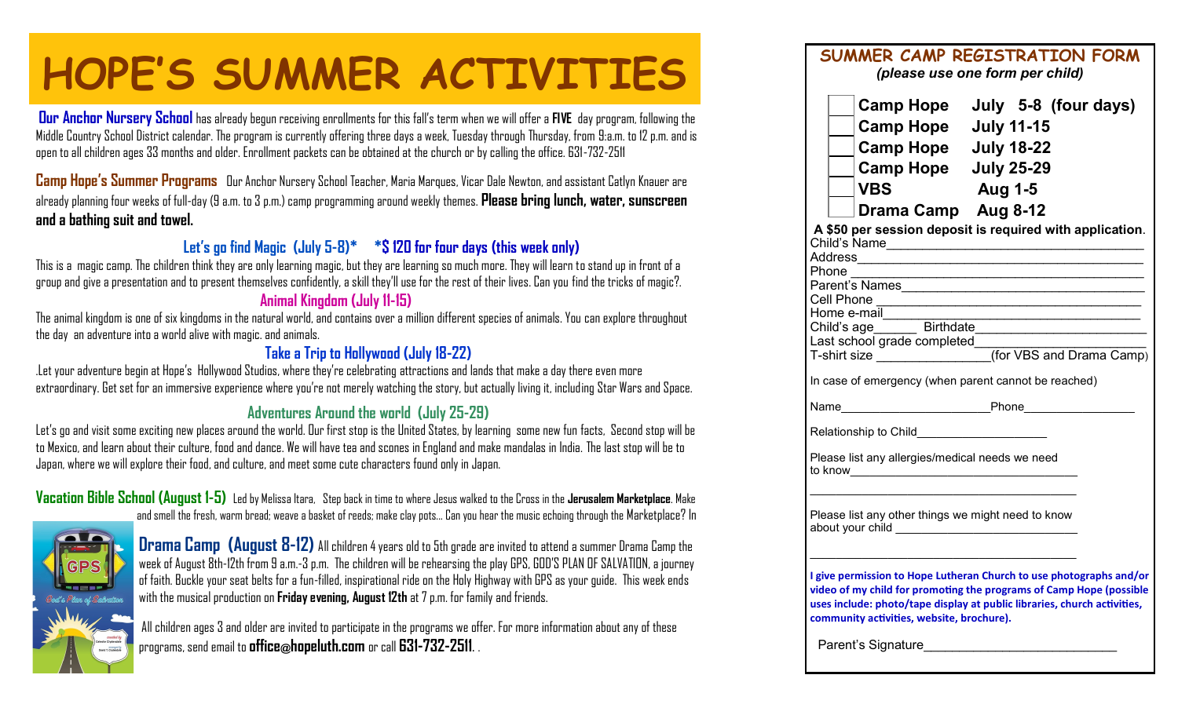# HOPE'S SUMMER ACTIVITIES

**Our Anchor Nursery School** has already begun receiving enrollments for this fall's term when we will offer a **FIVE** day program, following the Middle Country School District calendar. The program is currently offering three days a week, Tuesday through Thursday, from 9:a.m. to 12 p.m. and is open to all children ages 33 months and older. Enrollment packets can be obtained at the church or by calling the office. 631-732-2511

**Camp Hope's Summer Programs** Our Anchor Nursery School Teacher, Maria Marques, Vicar Dale Newton, and assistant Catlyn Knauer are already planning four weeks of full-day (9 a.m. to 3 p.m.) camp programming around weekly themes. **Please bring lunch, water, sunscreen and a bathing suit and towel.**

### Let's go find Magic (July 5-8)* *$ 120 for four days (this week only)

This is a magic camp. The children think they are only learning magic, but they are learning so much more. They will learn to stand up in front of a group and give a presentation and to present themselves confidently, a skill they'll use for the rest of their lives. Can you find the tricks of magic?.

### Animal Kingdom (July 11-15)

The animal kingdom is one of six kingdoms in the natural world, and contains over a million different species of animals. You can explore throughout the day an adventure into a world alive with magic. and animals.

### Take a Trip to Hollywood (July 18-22)

.Let your adventure begin at Hope's Hollywood Studios, where they're celebrating attractions and lands that make a day there even more extraordinary. Get set for an immersive experience where you're not merely watching the story, but actually living it, including Star Wars and Space.

### Adventures Around the world (July 25-29)

Let's go and visit some exciting new places around the world. Our first stop is the United States, by learning some new fun facts, Second stop will be to Mexico, and learn about their culture, food and dance. We will have tea and scones in England and make mandalas in India. The last stop will be to Japan, where we will explore their food, and culture, and meet some cute characters found only in Japan.

**Vacation Bible School (August 1-5)** Led by Melissa Itara, Step back in time to where Jesus walked to the Cross in the **Jerusalem Marketplace**. Make and smell the fresh, warm bread; weave a basket of reeds; make clay pots... Can you hear the music echoing through the Marketplace? In

**Drama Camp (August 8-12)** All children 4 years old to 5th grade are invited to attend a summer Drama Camp the week of August 8th-12th from 9 a.m.-3 p.m. The children will be rehearsing the play GPS, GOD'S PLAN OF SALVATION, a journey of faith. Buckle your seat belts for a fun-filled, inspirational ride on the Holy Highway with GPS as your guide. This week ends with the musical production on **Friday evening, August 12th** at 7 p.m. for family and friends.

All children ages 3 and older are invited to participate in the programs we offer. For more information about any of these programs, send email to **office@hopeluth.com** or call **631-732-2511**. .

## SUMMER CAMP REGISTRATION FORM

*(please use one form per child)*

- ☐ **Camp Hope July 5-8 (four days)**
- ☐ **Camp Hope July 11-15**
- ☐ **Camp Hope July 18-22**
- ☐ **Camp Hope July 25-29**
- ☐ **VBS Aug 1-5**
- ☐ **Drama Camp Aug 8-12**

**A $50 per session deposit is required with application.**

Child's Name____________________________________

Address________________________________________

Phone _________________________________________

Parent's Names__________________________________

Cell Phone _____________________________________

Home e-mail____________________________________

Child's age______ Birthdate_______________________

Last school grade completed_______________________

T-shirt size ________________(for VBS and Drama Camp)

In case of emergency (when parent cannot be reached)

Name______________________Phone________________

Relationship to Child___________________

Please list any allergies/medical needs we need to know________________________________

____________________________________________

Please list any other things we might need to know about your child ___________________________

____________________________________________

**I give permission to Hope Lutheran Church to use photographs and/or video of my child for promoting the programs of Camp Hope (possible uses include: photo/tape display at public libraries, church activities, community activities, website, brochure).**

Parent's Signature___________________________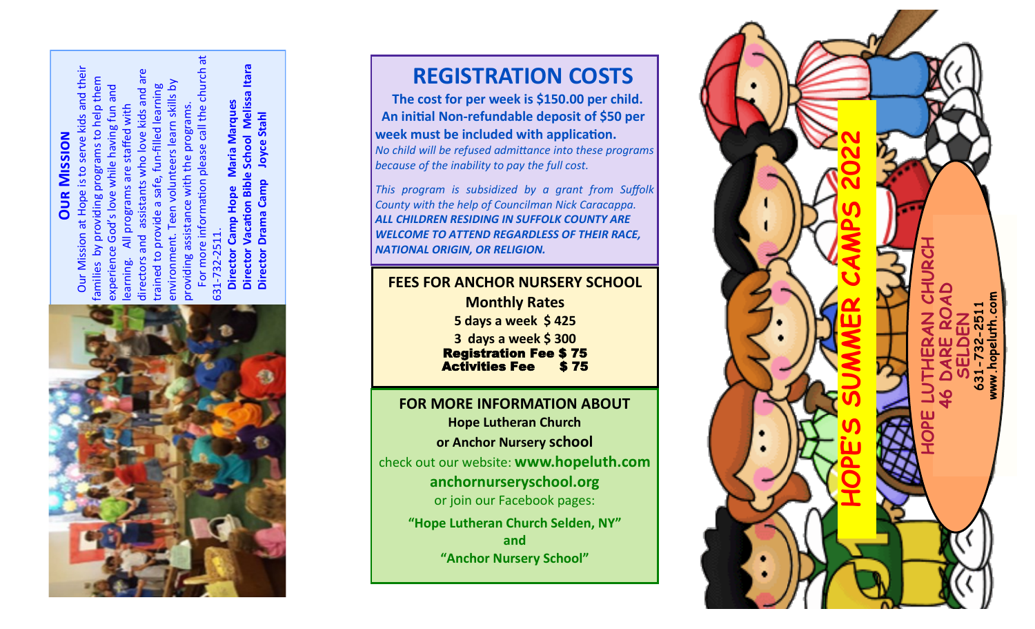## OUR MISSION

Our Mission at Hope is to serve kids and their families by providing programs to help them experience God's love while having fun and learning. All programs are staffed with directors and assistants who love kids and are trained to provide a safe, fun-filled learning environment. Teen volunteers learn skills by providing assistance with the programs.

For more information please call the church at 631-732-2511.

**Director Camp Hope Maria Marques**
**Director Vacation Bible School Melissa Itara**
**Director Drama Camp Joyce Stahl**

## REGISTRATION COSTS

**The cost for per week is $150.00 per child. An initial Non-refundable deposit of $50 per week must be included with application.**

*No child will be refused admittance into these programs because of the inability to pay the full cost.*

*This program is subsidized by a grant from Suffolk County with the help of Councilman Nick Caracappa.*
***ALL CHILDREN RESIDING IN SUFFOLK COUNTY ARE WELCOME TO ATTEND REGARDLESS OF THEIR RACE, NATIONAL ORIGIN, OR RELIGION.***

## FEES FOR ANCHOR NURSERY SCHOOL

**Monthly Rates**

**5 days a week $ 425**
**3 days a week $ 300**
**Registration Fee $ 75**
**Activities Fee $ 75**

## FOR MORE INFORMATION ABOUT

**Hope Lutheran Church**
**or Anchor Nursery school**

check out our website: **www.hopeluth.com**
**anchornurseryschool.org**
or join our Facebook pages:
**"Hope Lutheran Church Selden, NY"**
**and**
**"Anchor Nursery School"**

# HOPE'S SUMMER CAMPS 2022

HOPE LUTHERAN CHURCH
46 DARE ROAD
SELDEN
631-732-2511
www.hopeluth.com